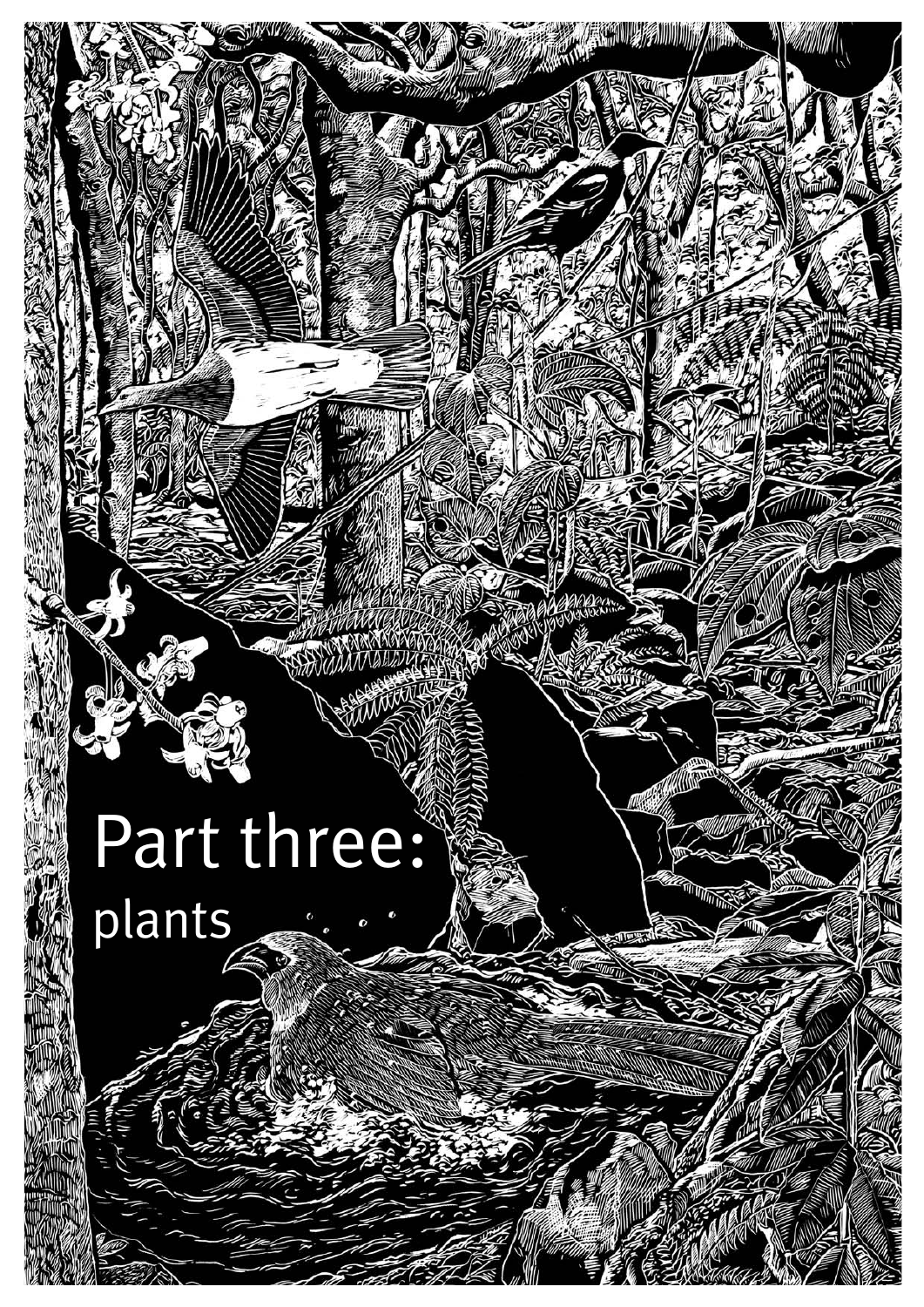# Part three:
## plants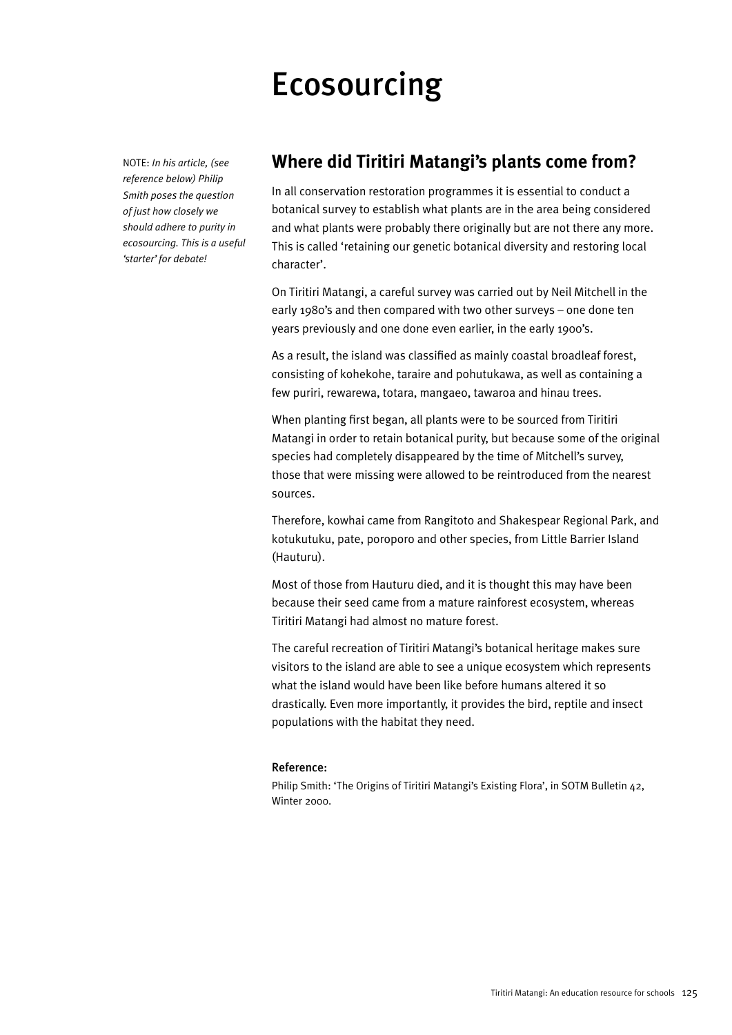# Ecosourcing

NOTE: *In his article, (see reference below) Philip Smith poses the question of just how closely we should adhere to purity in ecosourcing. This is a useful 'starter' for debate!*

## Where did Tiritiri Matangi's plants come from?

In all conservation restoration programmes it is essential to conduct a botanical survey to establish what plants are in the area being considered and what plants were probably there originally but are not there any more. This is called 'retaining our genetic botanical diversity and restoring local character'.

On Tiritiri Matangi, a careful survey was carried out by Neil Mitchell in the early 1980's and then compared with two other surveys – one done ten years previously and one done even earlier, in the early 1900's.

As a result, the island was classified as mainly coastal broadleaf forest, consisting of kohekohe, taraire and pohutukawa, as well as containing a few puriri, rewarewa, totara, mangaeo, tawaroa and hinau trees.

When planting first began, all plants were to be sourced from Tiritiri Matangi in order to retain botanical purity, but because some of the original species had completely disappeared by the time of Mitchell's survey, those that were missing were allowed to be reintroduced from the nearest sources.

Therefore, kowhai came from Rangitoto and Shakespear Regional Park, and kotukutuku, pate, poroporo and other species, from Little Barrier Island (Hauturu).

Most of those from Hauturu died, and it is thought this may have been because their seed came from a mature rainforest ecosystem, whereas Tiritiri Matangi had almost no mature forest.

The careful recreation of Tiritiri Matangi's botanical heritage makes sure visitors to the island are able to see a unique ecosystem which represents what the island would have been like before humans altered it so drastically. Even more importantly, it provides the bird, reptile and insect populations with the habitat they need.

#### Reference:

Philip Smith: 'The Origins of Tiritiri Matangi's Existing Flora', in SOTM Bulletin 42, Winter 2000.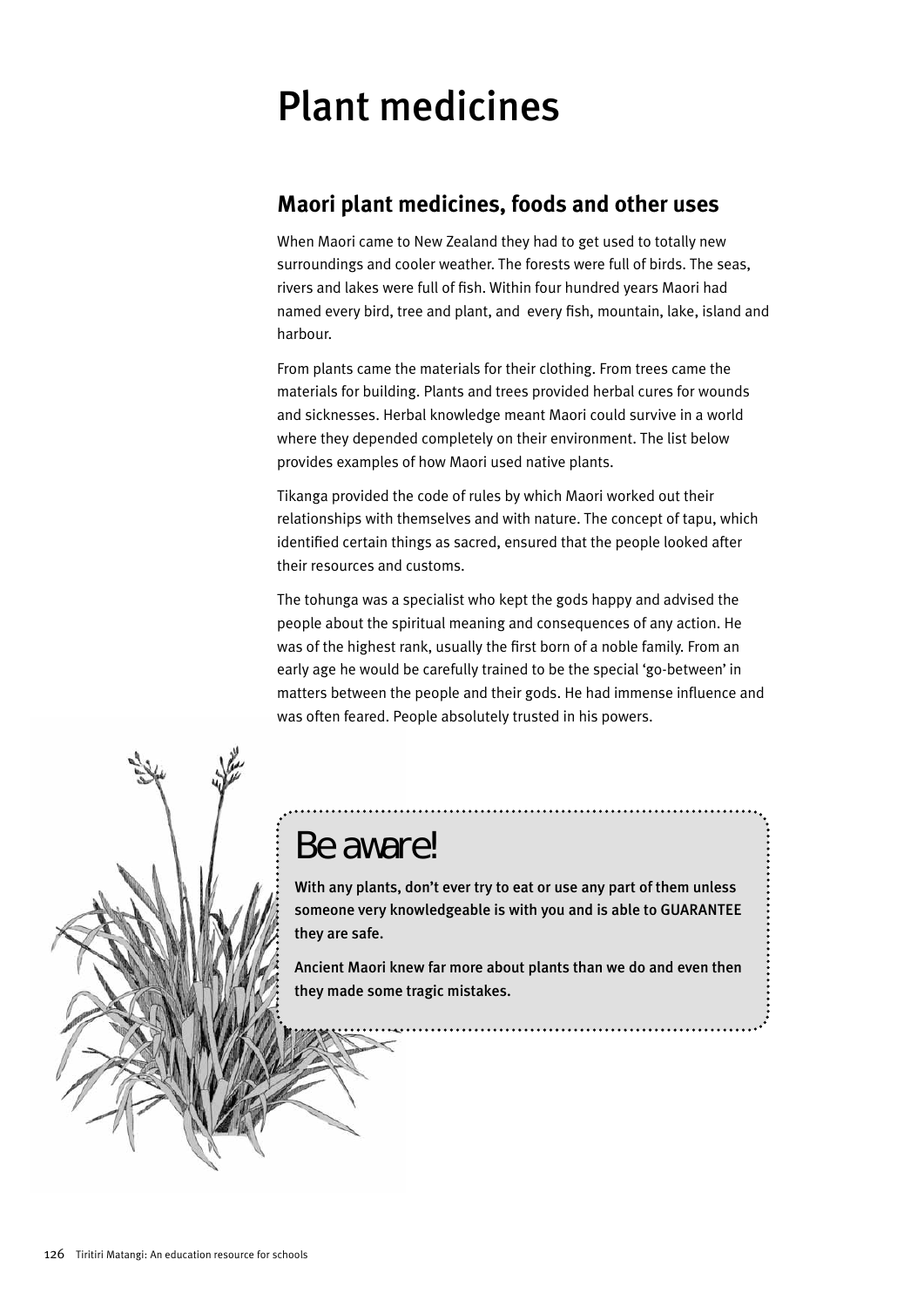# Plant medicines

## Maori plant medicines, foods and other uses

When Maori came to New Zealand they had to get used to totally new surroundings and cooler weather. The forests were full of birds. The seas, rivers and lakes were full of fish. Within four hundred years Maori had named every bird, tree and plant, and every fish, mountain, lake, island and harbour.

From plants came the materials for their clothing. From trees came the materials for building. Plants and trees provided herbal cures for wounds and sicknesses. Herbal knowledge meant Maori could survive in a world where they depended completely on their environment. The list below provides examples of how Maori used native plants.

Tikanga provided the code of rules by which Maori worked out their relationships with themselves and with nature. The concept of tapu, which identified certain things as sacred, ensured that the people looked after their resources and customs.

The tohunga was a specialist who kept the gods happy and advised the people about the spiritual meaning and consequences of any action. He was of the highest rank, usually the first born of a noble family. From an early age he would be carefully trained to be the special 'go-between' in matters between the people and their gods. He had immense influence and was often feared. People absolutely trusted in his powers.

## Be aware!

**With any plants, don't ever try to eat or use any part of them unless someone very knowledgeable is with you and is able to GUARANTEE they are safe.**

**Ancient Maori knew far more about plants than we do and even then they made some tragic mistakes.**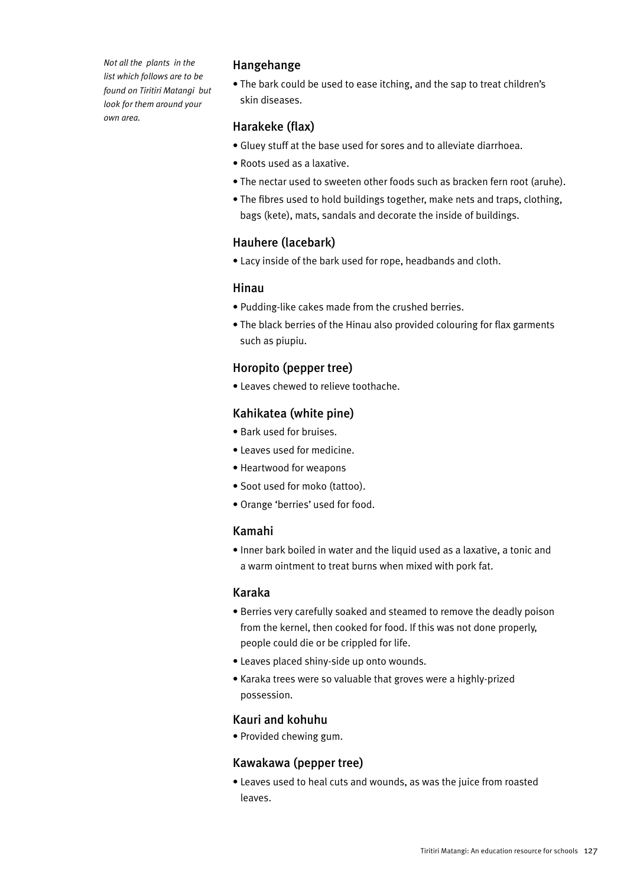*Not all the plants in the list which follows are to be found on Tiritiri Matangi but look for them around your own area.*

### Hangehange

- The bark could be used to ease itching, and the sap to treat children's skin diseases.

### Harakeke (flax)

- Gluey stuff at the base used for sores and to alleviate diarrhoea.
- Roots used as a laxative.
- The nectar used to sweeten other foods such as bracken fern root (aruhe).
- The fibres used to hold buildings together, make nets and traps, clothing, bags (kete), mats, sandals and decorate the inside of buildings.

### Hauhere (lacebark)

- Lacy inside of the bark used for rope, headbands and cloth.

### Hinau

- Pudding-like cakes made from the crushed berries.
- The black berries of the Hinau also provided colouring for flax garments such as piupiu.

### Horopito (pepper tree)

- Leaves chewed to relieve toothache.

### Kahikatea (white pine)

- Bark used for bruises.
- Leaves used for medicine.
- Heartwood for weapons
- Soot used for moko (tattoo).
- Orange 'berries' used for food.

### Kamahi

- Inner bark boiled in water and the liquid used as a laxative, a tonic and a warm ointment to treat burns when mixed with pork fat.

### Karaka

- Berries very carefully soaked and steamed to remove the deadly poison from the kernel, then cooked for food. If this was not done properly, people could die or be crippled for life.
- Leaves placed shiny-side up onto wounds.
- Karaka trees were so valuable that groves were a highly-prized possession.

### Kauri and kohuhu

- Provided chewing gum.

### Kawakawa (pepper tree)

- Leaves used to heal cuts and wounds, as was the juice from roasted leaves.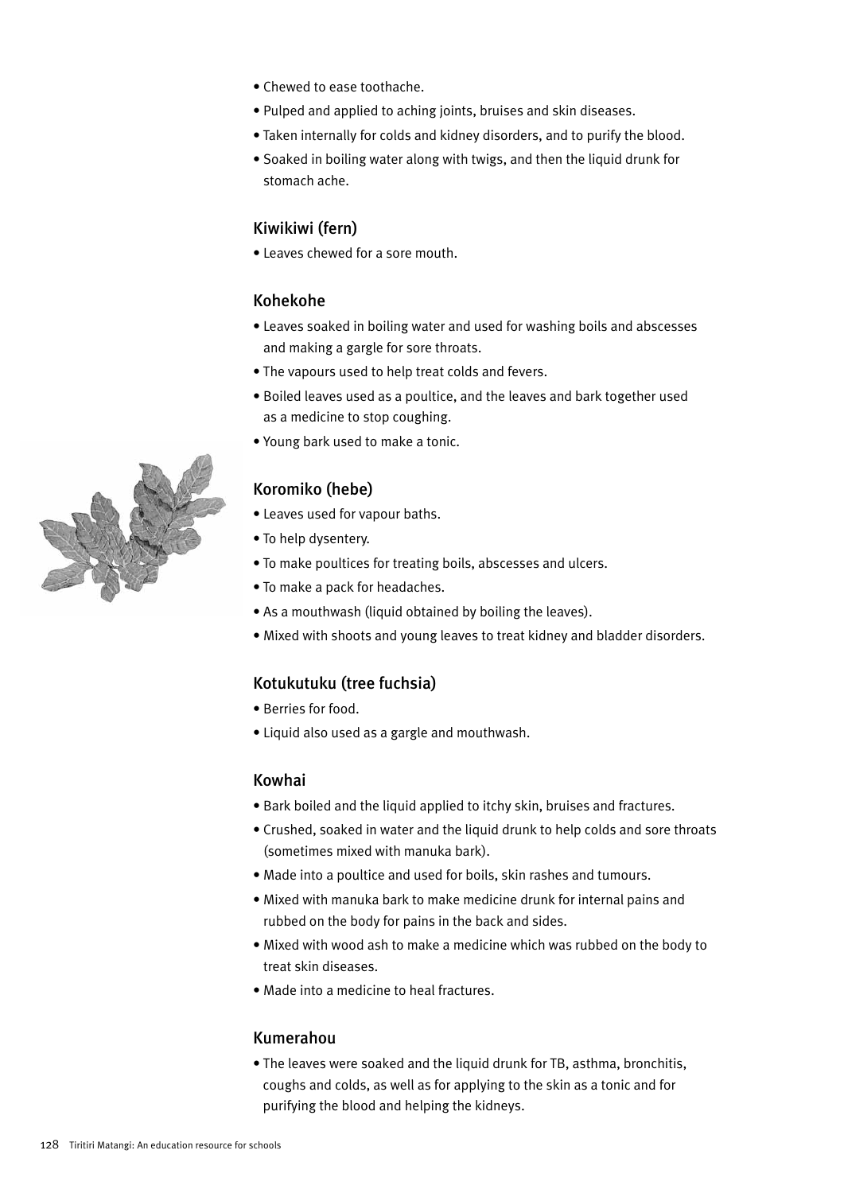- Chewed to ease toothache.
- Pulped and applied to aching joints, bruises and skin diseases.
- Taken internally for colds and kidney disorders, and to purify the blood.
- Soaked in boiling water along with twigs, and then the liquid drunk for stomach ache.

### Kiwikiwi (fern)

- Leaves chewed for a sore mouth.

### Kohekohe

- Leaves soaked in boiling water and used for washing boils and abscesses and making a gargle for sore throats.
- The vapours used to help treat colds and fevers.
- Boiled leaves used as a poultice, and the leaves and bark together used as a medicine to stop coughing.
- Young bark used to make a tonic.

### Koromiko (hebe)

- Leaves used for vapour baths.
- To help dysentery.
- To make poultices for treating boils, abscesses and ulcers.
- To make a pack for headaches.
- As a mouthwash (liquid obtained by boiling the leaves).
- Mixed with shoots and young leaves to treat kidney and bladder disorders.

### Kotukutuku (tree fuchsia)

- Berries for food.
- Liquid also used as a gargle and mouthwash.

### Kowhai

- Bark boiled and the liquid applied to itchy skin, bruises and fractures.
- Crushed, soaked in water and the liquid drunk to help colds and sore throats (sometimes mixed with manuka bark).
- Made into a poultice and used for boils, skin rashes and tumours.
- Mixed with manuka bark to make medicine drunk for internal pains and rubbed on the body for pains in the back and sides.
- Mixed with wood ash to make a medicine which was rubbed on the body to treat skin diseases.
- Made into a medicine to heal fractures.

### Kumerahou

- The leaves were soaked and the liquid drunk for TB, asthma, bronchitis, coughs and colds, as well as for applying to the skin as a tonic and for purifying the blood and helping the kidneys.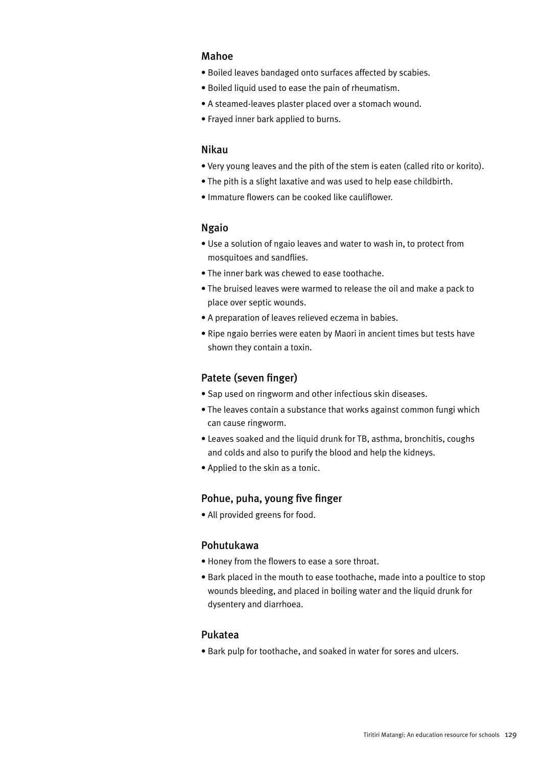### Mahoe

- Boiled leaves bandaged onto surfaces affected by scabies.
- Boiled liquid used to ease the pain of rheumatism.
- A steamed-leaves plaster placed over a stomach wound.
- Frayed inner bark applied to burns.

### Nikau

- Very young leaves and the pith of the stem is eaten (called rito or korito).
- The pith is a slight laxative and was used to help ease childbirth.
- Immature flowers can be cooked like cauliflower.

### Ngaio

- Use a solution of ngaio leaves and water to wash in, to protect from mosquitoes and sandflies.
- The inner bark was chewed to ease toothache.
- The bruised leaves were warmed to release the oil and make a pack to place over septic wounds.
- A preparation of leaves relieved eczema in babies.
- Ripe ngaio berries were eaten by Maori in ancient times but tests have shown they contain a toxin.

### Patete (seven finger)

- Sap used on ringworm and other infectious skin diseases.
- The leaves contain a substance that works against common fungi which can cause ringworm.
- Leaves soaked and the liquid drunk for TB, asthma, bronchitis, coughs and colds and also to purify the blood and help the kidneys.
- Applied to the skin as a tonic.

### Pohue, puha, young five finger

- All provided greens for food.

### Pohutukawa

- Honey from the flowers to ease a sore throat.
- Bark placed in the mouth to ease toothache, made into a poultice to stop wounds bleeding, and placed in boiling water and the liquid drunk for dysentery and diarrhoea.

### Pukatea

- Bark pulp for toothache, and soaked in water for sores and ulcers.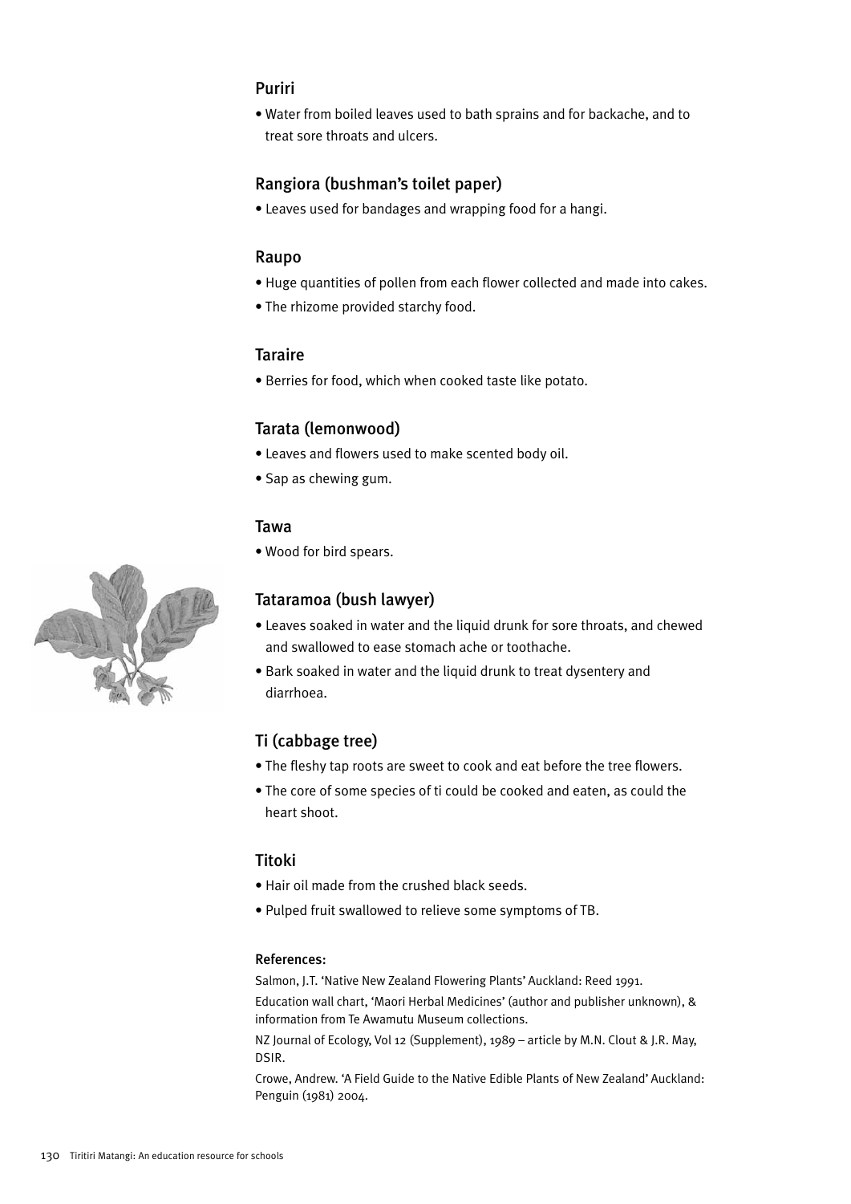### Puriri

- Water from boiled leaves used to bath sprains and for backache, and to treat sore throats and ulcers.

### Rangiora (bushman's toilet paper)

- Leaves used for bandages and wrapping food for a hangi.

### Raupo

- Huge quantities of pollen from each flower collected and made into cakes.
- The rhizome provided starchy food.

### Taraire

- Berries for food, which when cooked taste like potato.

### Tarata (lemonwood)

- Leaves and flowers used to make scented body oil.
- Sap as chewing gum.

### Tawa

- Wood for bird spears.

### Tataramoa (bush lawyer)

- Leaves soaked in water and the liquid drunk for sore throats, and chewed and swallowed to ease stomach ache or toothache.
- Bark soaked in water and the liquid drunk to treat dysentery and diarrhoea.

### Ti (cabbage tree)

- The fleshy tap roots are sweet to cook and eat before the tree flowers.
- The core of some species of ti could be cooked and eaten, as could the heart shoot.

### Titoki

- Hair oil made from the crushed black seeds.
- Pulped fruit swallowed to relieve some symptoms of TB.

#### References:

Salmon, J.T. 'Native New Zealand Flowering Plants' Auckland: Reed 1991.

Education wall chart, 'Maori Herbal Medicines' (author and publisher unknown), & information from Te Awamutu Museum collections.

NZ Journal of Ecology, Vol 12 (Supplement), 1989 – article by M.N. Clout & J.R. May, DSIR.

Crowe, Andrew. 'A Field Guide to the Native Edible Plants of New Zealand' Auckland: Penguin (1981) 2004.